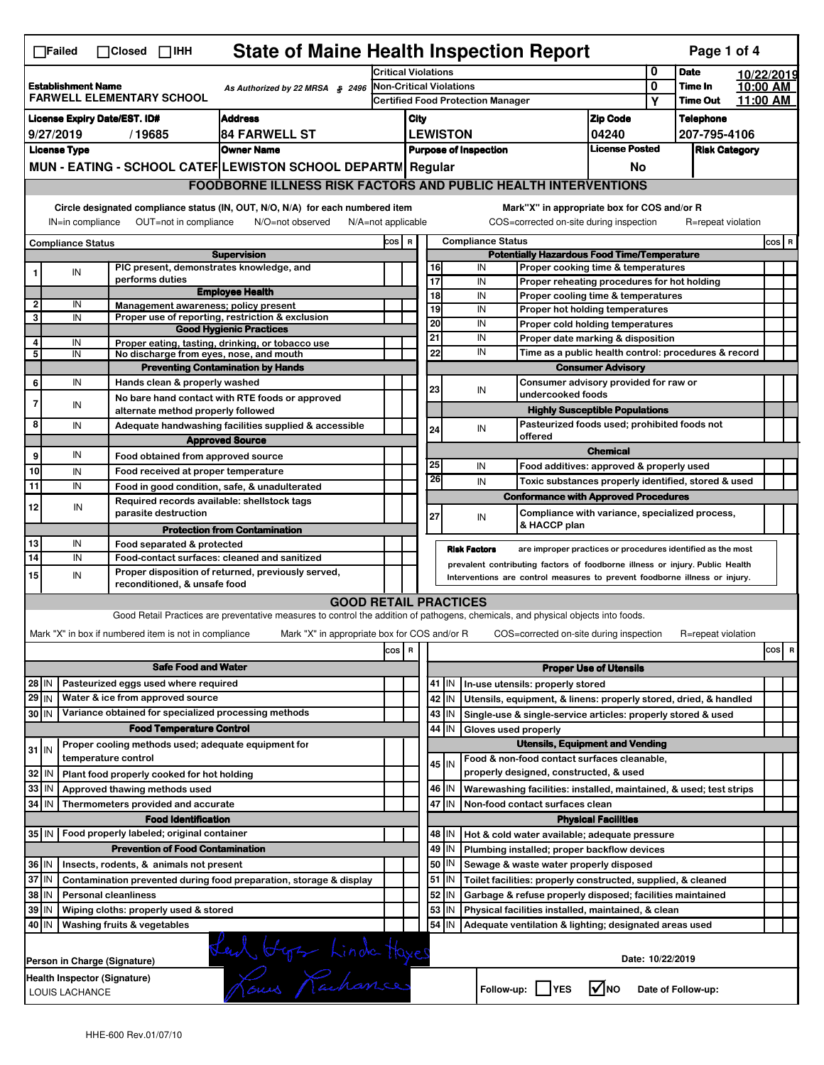# State of Maine Health Inspection Report

☐Failed ☐Closed ☐IHH

| | | | |
|---|---|---|---|
| **Establishment Name** FARWELL ELEMENTARY SCHOOL | As Authorized by 22 MRSA § 2496 | Critical Violations: 0 | **Date** 10/22/2019 |
| | | Non-Critical Violations: 0 | **Time In** 10:00 AM |
| | | Certified Food Protection Manager: Y | **Time Out** 11:00 AM |

| License Expiry Date/EST. ID# | Address | City | Zip Code | Telephone |
|---|---|---|---|---|
| 9/27/2019 / 19685 | 84 FARWELL ST | LEWISTON | 04240 | 207-795-4106 |

| License Type | Owner Name | Purpose of Inspection | License Posted | Risk Category |
|---|---|---|---|---|
| MUN - EATING - SCHOOL CATEF | LEWISTON SCHOOL DEPARTM | Regular | No | |

## FOODBORNE ILLNESS RISK FACTORS AND PUBLIC HEALTH INTERVENTIONS

Circle designated compliance status (IN, OUT, N/O, N/A) for each numbered item
IN=in compliance OUT=not in compliance N/O=not observed N/A=not applicable

Mark"X" in appropriate box for COS and/or R
COS=corrected on-site during inspection R=repeat violation

| # | Compliance Status | Item | COS | R |
|---|---|---|---|---|
| | | **Supervision** | | |
| 1 | IN | PIC present, demonstrates knowledge, and performs duties | | |
| | | **Employee Health** | | |
| 2 | IN | Management awareness; policy present | | |
| 3 | IN | Proper use of reporting, restriction & exclusion | | |
| | | **Good Hygienic Practices** | | |
| 4 | IN | Proper eating, tasting, drinking, or tobacco use | | |
| 5 | IN | No discharge from eyes, nose, and mouth | | |
| | | **Preventing Contamination by Hands** | | |
| 6 | IN | Hands clean & properly washed | | |
| 7 | IN | No bare hand contact with RTE foods or approved alternate method properly followed | | |
| 8 | IN | Adequate handwashing facilities supplied & accessible | | |
| | | **Approved Source** | | |
| 9 | IN | Food obtained from approved source | | |
| 10 | IN | Food received at proper temperature | | |
| 11 | IN | Food in good condition, safe, & unadulterated | | |
| 12 | IN | Required records available: shellstock tags parasite destruction | | |
| | | **Protection from Contamination** | | |
| 13 | IN | Food separated & protected | | |
| 14 | IN | Food-contact surfaces: cleaned and sanitized | | |
| 15 | IN | Proper disposition of returned, previously served, reconditioned, & unsafe food | | |
| | | **Potentially Hazardous Food Time/Temperature** | | |
| 16 | IN | Proper cooking time & temperatures | | |
| 17 | IN | Proper reheating procedures for hot holding | | |
| 18 | IN | Proper cooling time & temperatures | | |
| 19 | IN | Proper hot holding temperatures | | |
| 20 | IN | Proper cold holding temperatures | | |
| 21 | IN | Proper date marking & disposition | | |
| 22 | IN | Time as a public health control: procedures & record | | |
| | | **Consumer Advisory** | | |
| 23 | IN | Consumer advisory provided for raw or undercooked foods | | |
| | | **Highly Susceptible Populations** | | |
| 24 | IN | Pasteurized foods used; prohibited foods not offered | | |
| | | **Chemical** | | |
| 25 | IN | Food additives: approved & properly used | | |
| 26 | IN | Toxic substances properly identified, stored & used | | |
| | | **Conformance with Approved Procedures** | | |
| 27 | IN | Compliance with variance, specialized process, & HACCP plan | | |

**Risk Factors** are improper practices or procedures identified as the most prevalent contributing factors of foodborne illness or injury. Public Health Interventions are control measures to prevent foodborne illness or injury.

## GOOD RETAIL PRACTICES

Good Retail Practices are preventative measures to control the addition of pathogens, chemicals, and physical objects into foods.

Mark "X" in box if numbered item is not in compliance Mark "X" in appropriate box for COS and/or R COS=corrected on-site during inspection R=repeat violation

| # | Status | Item | COS | R |
|---|---|---|---|---|
| | | **Safe Food and Water** | | |
| 28 | IN | Pasteurized eggs used where required | | |
| 29 | IN | Water & ice from approved source | | |
| 30 | IN | Variance obtained for specialized processing methods | | |
| | | **Food Temperature Control** | | |
| 31 | IN | Proper cooling methods used; adequate equipment for temperature control | | |
| 32 | IN | Plant food properly cooked for hot holding | | |
| 33 | IN | Approved thawing methods used | | |
| 34 | IN | Thermometers provided and accurate | | |
| | | **Food Identification** | | |
| 35 | IN | Food properly labeled; original container | | |
| | | **Prevention of Food Contamination** | | |
| 36 | IN | Insects, rodents, & animals not present | | |
| 37 | IN | Contamination prevented during food preparation, storage & display | | |
| 38 | IN | Personal cleanliness | | |
| 39 | IN | Wiping cloths: properly used & stored | | |
| 40 | IN | Washing fruits & vegetables | | |
| | | **Proper Use of Utensils** | | |
| 41 | IN | In-use utensils: properly stored | | |
| 42 | IN | Utensils, equipment, & linens: properly stored, dried, & handled | | |
| 43 | IN | Single-use & single-service articles: properly stored & used | | |
| 44 | IN | Gloves used properly | | |
| | | **Utensils, Equipment and Vending** | | |
| 45 | IN | Food & non-food contact surfaces cleanable, properly designed, constructed, & used | | |
| 46 | IN | Warewashing facilities: installed, maintained, & used; test strips | | |
| 47 | IN | Non-food contact surfaces clean | | |
| | | **Physical Facilities** | | |
| 48 | IN | Hot & cold water available; adequate pressure | | |
| 49 | IN | Plumbing installed; proper backflow devices | | |
| 50 | IN | Sewage & waste water properly disposed | | |
| 51 | IN | Toilet facilities: properly constructed, supplied, & cleaned | | |
| 52 | IN | Garbage & refuse properly disposed; facilities maintained | | |
| 53 | IN | Physical facilities installed, maintained, & clean | | |
| 54 | IN | Adequate ventilation & lighting; designated areas used | | |

Person in Charge (Signature): Linda Hayes

Date: 10/22/2019

Health Inspector (Signature): LOUIS LACHANCE

Follow-up: ☐YES ☑NO Date of Follow-up:

HHE-600 Rev.01/07/10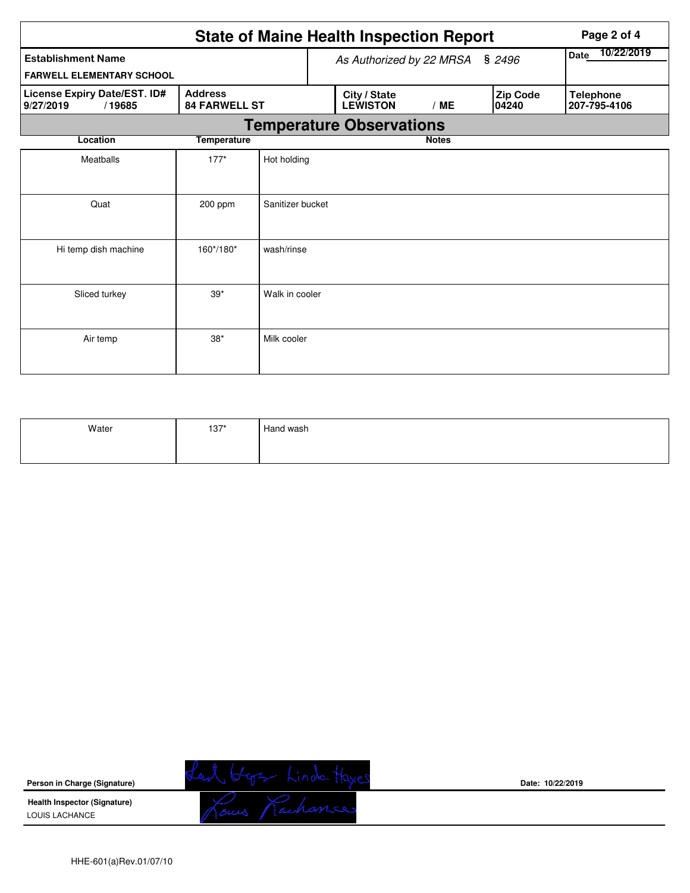# State of Maine Health Inspection Report

| Establishment Name | As Authorized by 22 MRSA § 2496 | | | Date 10/22/2019 |
|---|---|---|---|---|
| FARWELL ELEMENTARY SCHOOL | | | | |
| **License Expiry Date/EST. ID#** 9/27/2019 / 19685 | **Address** 84 FARWELL ST | **City / State** LEWISTON / ME | **Zip Code** 04240 | **Telephone** 207-795-4106 |

## Temperature Observations

| Location | Temperature | Notes |
|---|---|---|
| Meatballs | 177* | Hot holding |
| Quat | 200 ppm | Sanitizer bucket |
| Hi temp dish machine | 160*/180* | wash/rinse |
| Sliced turkey | 39* | Walk in cooler |
| Air temp | 38* | Milk cooler |
| Water | 137* | Hand wash |

**Person in Charge (Signature)** Linda Hayes

**Date:** 10/22/2019

**Health Inspector (Signature)**
LOUIS LACHANCE

HHE-601(a)Rev.01/07/10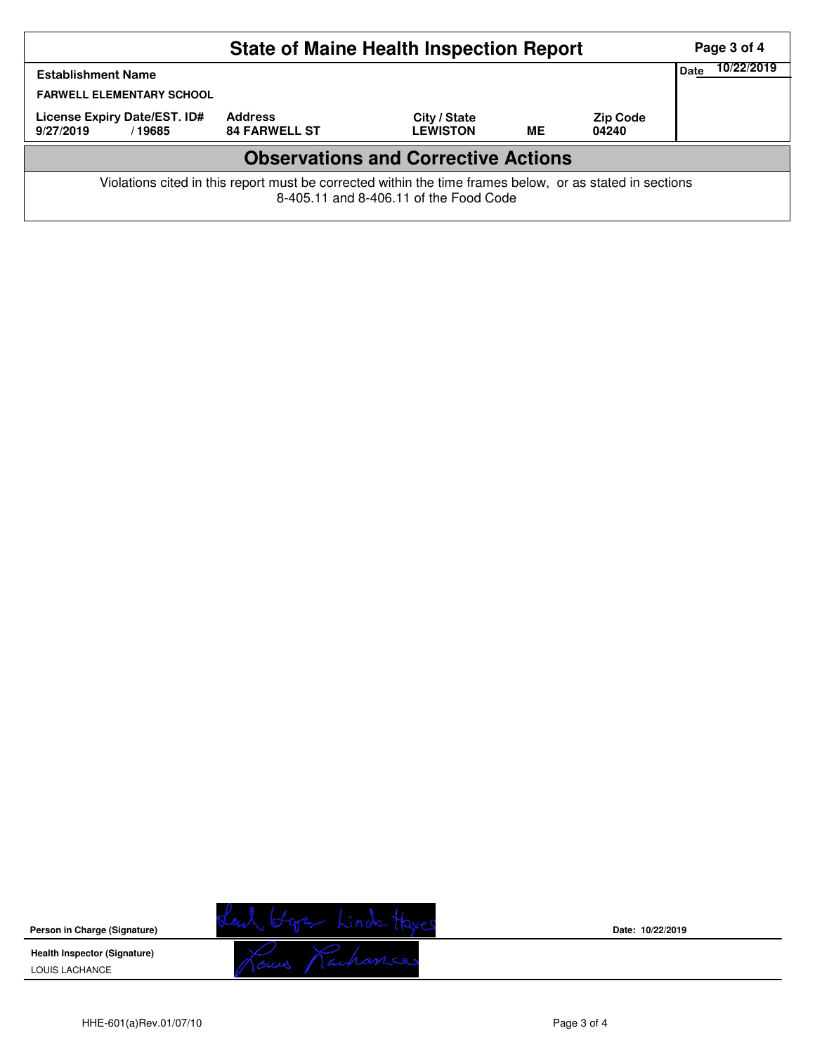# State of Maine Health Inspection Report

| Establishment Name | | | | | Date 10/22/2019 |
|---|---|---|---|---|---|
| FARWELL ELEMENTARY SCHOOL | | | | | |
| License Expiry Date/EST. ID# | Address | City / State | | Zip Code | |
| 9/27/2019 / 19685 | 84 FARWELL ST | LEWISTON | ME | 04240 | |

## Observations and Corrective Actions

Violations cited in this report must be corrected within the time frames below, or as stated in sections 8-405.11 and 8-406.11 of the Food Code

**Person in Charge (Signature)** Linda Hayes

**Date:** 10/22/2019

**Health Inspector (Signature)** Louis Lachance

LOUIS LACHANCE

HHE-601(a)Rev.01/07/10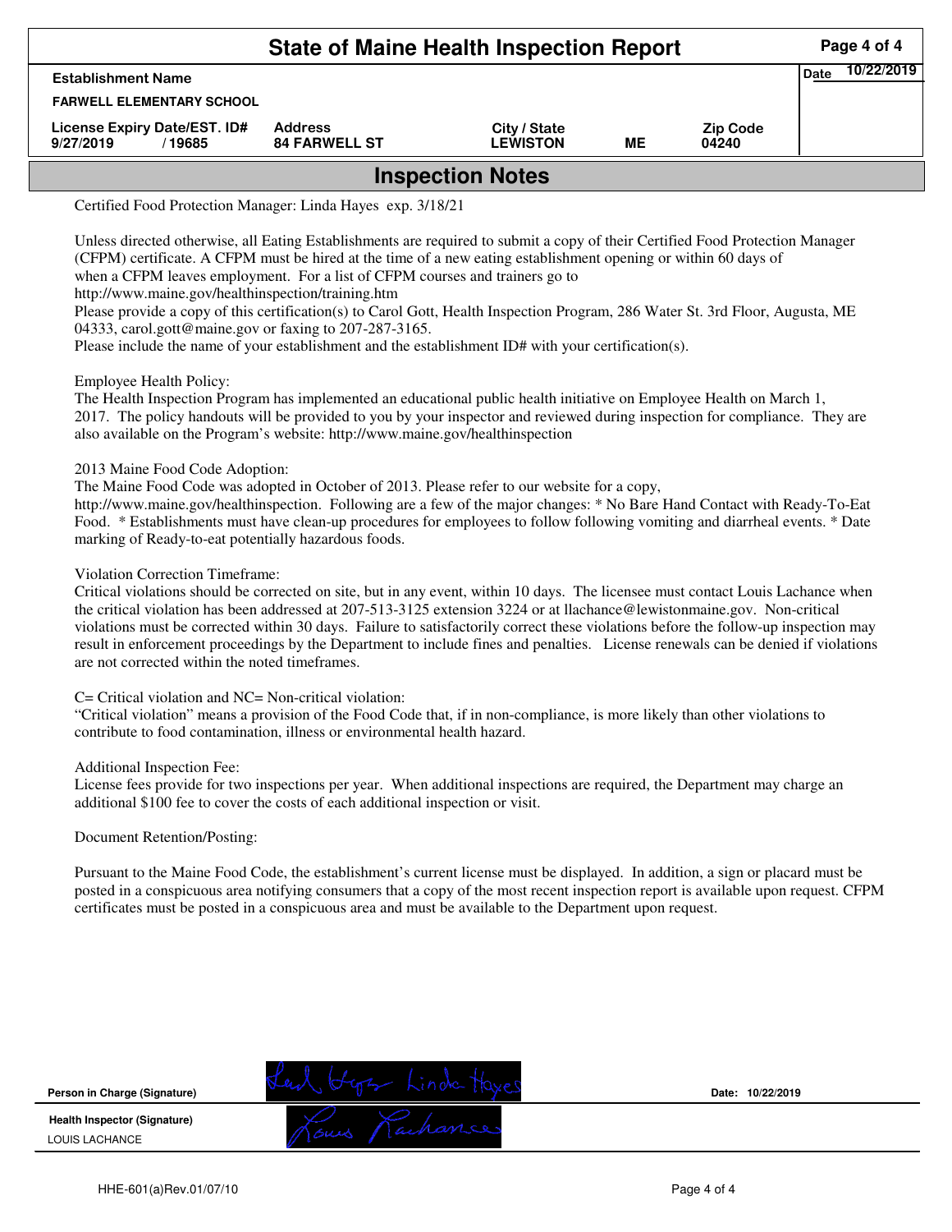# State of Maine Health Inspection Report

| | | | | | |
|---|---|---|---|---|---|
| **Establishment Name** | | | | | **Date** 10/22/2019 |
| FARWELL ELEMENTARY SCHOOL | | | | | |
| **License Expiry Date/EST. ID#** 9/27/2019 / 19685 | **Address** 84 FARWELL ST | **City / State** LEWISTON | ME | **Zip Code** 04240 | |

## Inspection Notes

Certified Food Protection Manager: Linda Hayes exp. 3/18/21

Unless directed otherwise, all Eating Establishments are required to submit a copy of their Certified Food Protection Manager (CFPM) certificate. A CFPM must be hired at the time of a new eating establishment opening or within 60 days of when a CFPM leaves employment. For a list of CFPM courses and trainers go to http://www.maine.gov/healthinspection/training.htm
Please provide a copy of this certification(s) to Carol Gott, Health Inspection Program, 286 Water St. 3rd Floor, Augusta, ME 04333, carol.gott@maine.gov or faxing to 207-287-3165.
Please include the name of your establishment and the establishment ID# with your certification(s).

Employee Health Policy:
The Health Inspection Program has implemented an educational public health initiative on Employee Health on March 1, 2017. The policy handouts will be provided to you by your inspector and reviewed during inspection for compliance. They are also available on the Program's website: http://www.maine.gov/healthinspection

2013 Maine Food Code Adoption:
The Maine Food Code was adopted in October of 2013. Please refer to our website for a copy, http://www.maine.gov/healthinspection. Following are a few of the major changes: * No Bare Hand Contact with Ready-To-Eat Food. * Establishments must have clean-up procedures for employees to follow following vomiting and diarrheal events. * Date marking of Ready-to-eat potentially hazardous foods.

Violation Correction Timeframe:
Critical violations should be corrected on site, but in any event, within 10 days. The licensee must contact Louis Lachance when the critical violation has been addressed at 207-513-3125 extension 3224 or at llachance@lewistonmaine.gov. Non-critical violations must be corrected within 30 days. Failure to satisfactorily correct these violations before the follow-up inspection may result in enforcement proceedings by the Department to include fines and penalties. License renewals can be denied if violations are not corrected within the noted timeframes.

C= Critical violation and NC= Non-critical violation:
"Critical violation" means a provision of the Food Code that, if in non-compliance, is more likely than other violations to contribute to food contamination, illness or environmental health hazard.

Additional Inspection Fee:
License fees provide for two inspections per year. When additional inspections are required, the Department may charge an additional $100 fee to cover the costs of each additional inspection or visit.

Document Retention/Posting:

Pursuant to the Maine Food Code, the establishment's current license must be displayed. In addition, a sign or placard must be posted in a conspicuous area notifying consumers that a copy of the most recent inspection report is available upon request. CFPM certificates must be posted in a conspicuous area and must be available to the Department upon request.

**Person in Charge (Signature)** Linda Hayes  **Date:** 10/22/2019

**Health Inspector (Signature)** LOUIS LACHANCE

HHE-601(a)Rev.01/07/10